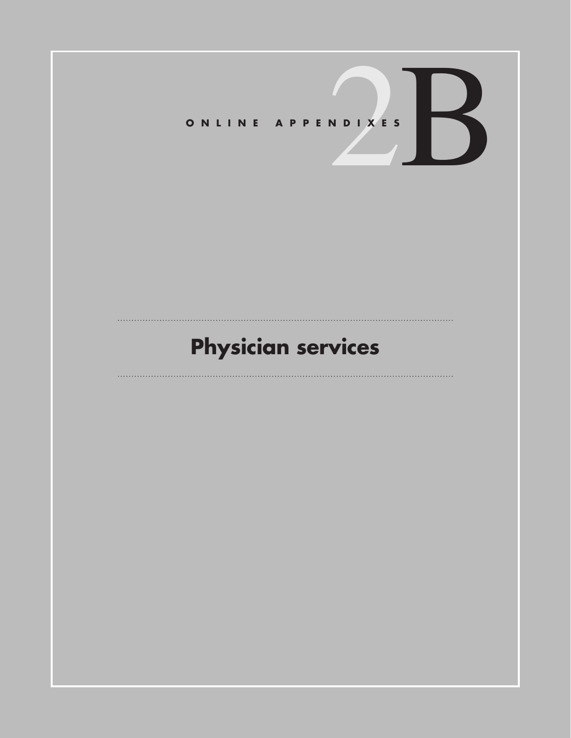ONLINE APPENDIXES

# 2B

# Physician services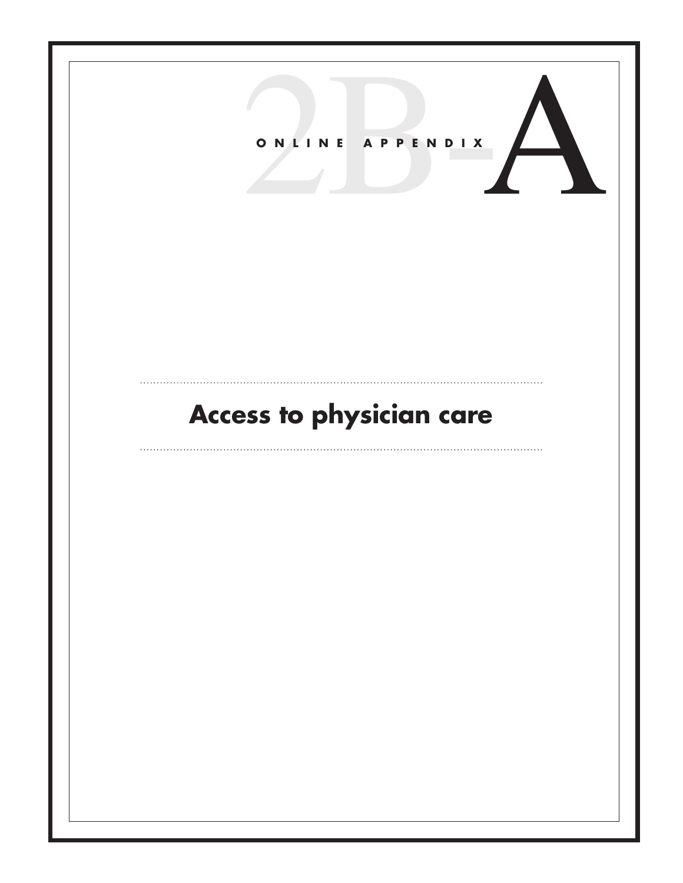# ONLINE APPENDIX 2B-A

## Access to physician care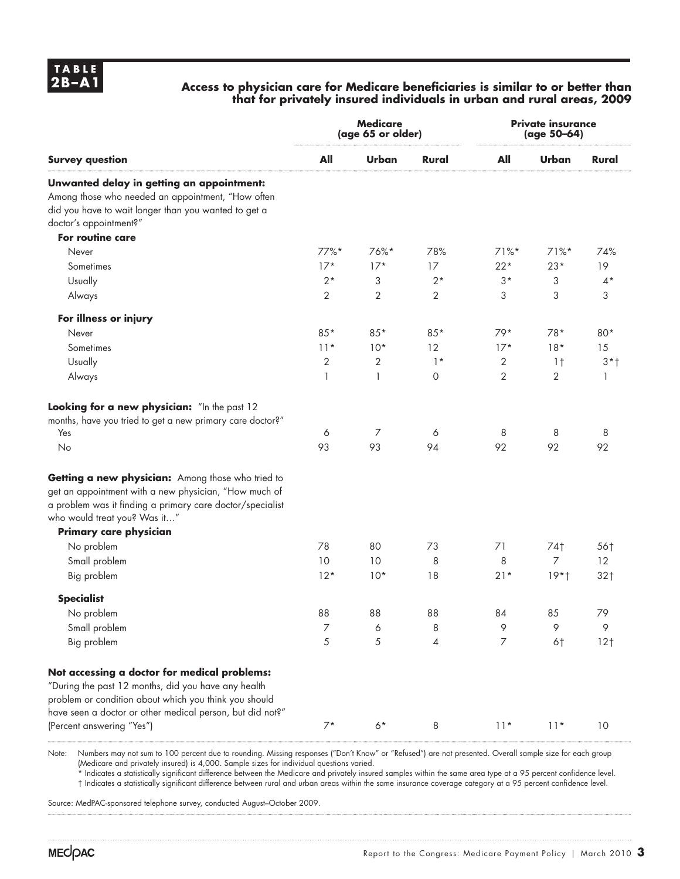**TABLE 2B–A1**

**Access to physician care for Medicare beneficiaries is similar to or better than that for privately insured individuals in urban and rural areas, 2009**

| | Medicare (age 65 or older) | | | Private insurance (age 50–64) | | |
|---|---|---|---|---|---|---|
| **Survey question** | **All** | **Urban** | **Rural** | **All** | **Urban** | **Rural** |
| **Unwanted delay in getting an appointment:** Among those who needed an appointment, "How often did you have to wait longer than you wanted to get a doctor's appointment?" | | | | | | |
| **For routine care** | | | | | | |
| Never | 77%* | 76%* | 78% | 71%* | 71%* | 74% |
| Sometimes | 17* | 17* | 17 | 22* | 23* | 19 |
| Usually | 2* | 3 | 2* | 3* | 3 | 4* |
| Always | 2 | 2 | 2 | 3 | 3 | 3 |
| **For illness or injury** | | | | | | |
| Never | 85* | 85* | 85* | 79* | 78* | 80* |
| Sometimes | 11* | 10* | 12 | 17* | 18* | 15 |
| Usually | 2 | 2 | 1* | 2 | 1† | 3*† |
| Always | 1 | 1 | 0 | 2 | 2 | 1 |
| **Looking for a new physician:** "In the past 12 months, have you tried to get a new primary care doctor?" | | | | | | |
| Yes | 6 | 7 | 6 | 8 | 8 | 8 |
| No | 93 | 93 | 94 | 92 | 92 | 92 |
| **Getting a new physician:** Among those who tried to get an appointment with a new physician, "How much of a problem was it finding a primary care doctor/specialist who would treat you? Was it…" | | | | | | |
| **Primary care physician** | | | | | | |
| No problem | 78 | 80 | 73 | 71 | 74† | 56† |
| Small problem | 10 | 10 | 8 | 8 | 7 | 12 |
| Big problem | 12* | 10* | 18 | 21* | 19*† | 32† |
| **Specialist** | | | | | | |
| No problem | 88 | 88 | 88 | 84 | 85 | 79 |
| Small problem | 7 | 6 | 8 | 9 | 9 | 9 |
| Big problem | 5 | 5 | 4 | 7 | 6† | 12† |
| **Not accessing a doctor for medical problems:** "During the past 12 months, did you have any health problem or condition about which you think you should have seen a doctor or other medical person, but did not?" (Percent answering "Yes") | 7* | 6* | 8 | 11* | 11* | 10 |

Note: Numbers may not sum to 100 percent due to rounding. Missing responses ("Don't Know" or "Refused") are not presented. Overall sample size for each group (Medicare and privately insured) is 4,000. Sample sizes for individual questions varied.
\* Indicates a statistically significant difference between the Medicare and privately insured samples within the same area type at a 95 percent confidence level.
† Indicates a statistically significant difference between rural and urban areas within the same insurance coverage category at a 95 percent confidence level.

Source: MedPAC-sponsored telephone survey, conducted August–October 2009.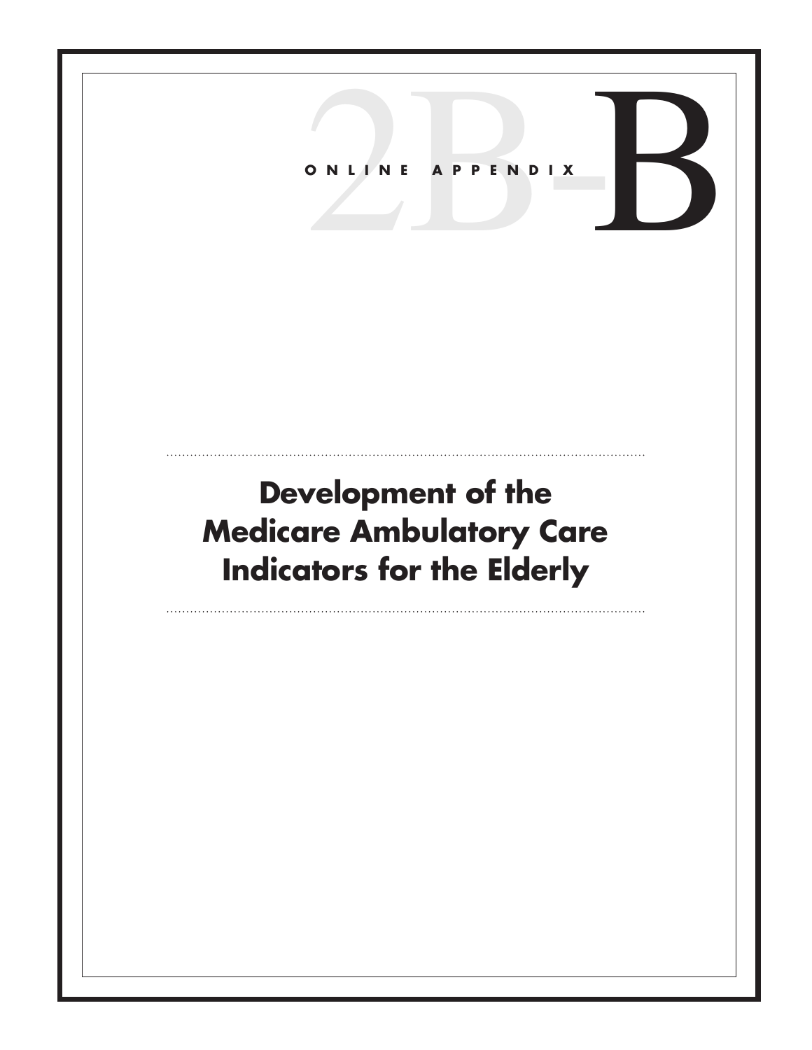ONLINE APPENDIX 2B-B

# Development of the Medicare Ambulatory Care Indicators for the Elderly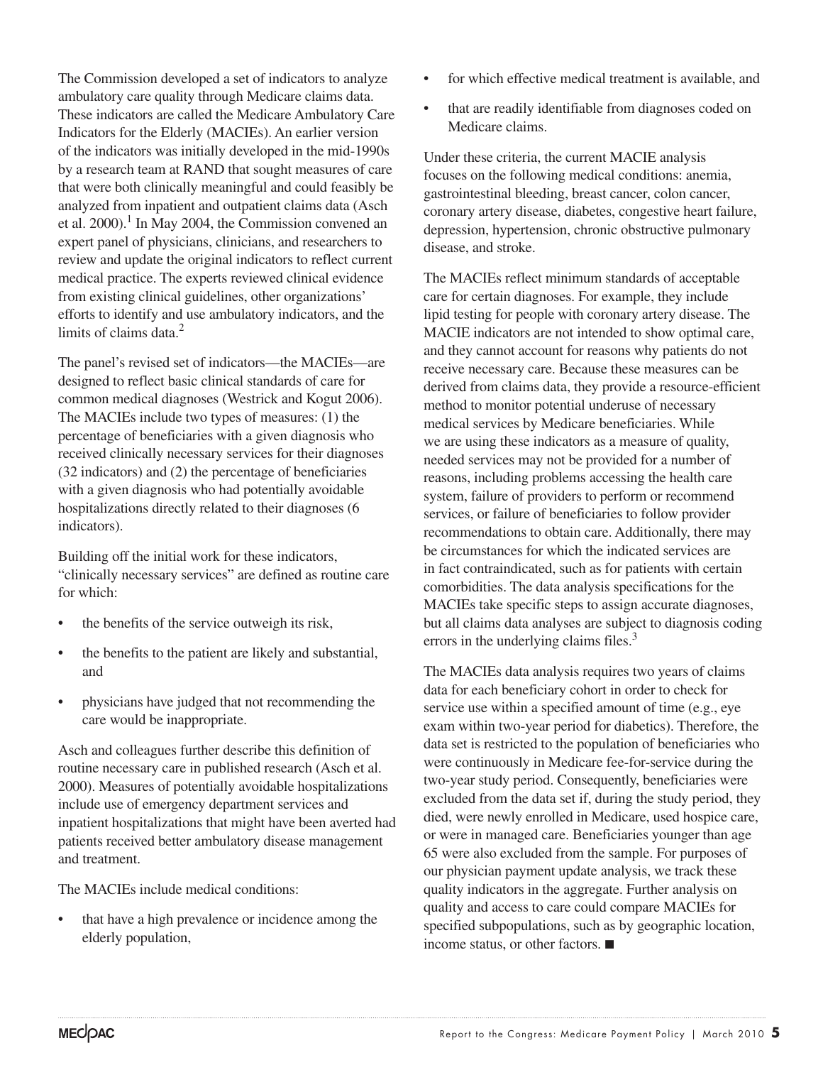The Commission developed a set of indicators to analyze ambulatory care quality through Medicare claims data. These indicators are called the Medicare Ambulatory Care Indicators for the Elderly (MACIEs). An earlier version of the indicators was initially developed in the mid-1990s by a research team at RAND that sought measures of care that were both clinically meaningful and could feasibly be analyzed from inpatient and outpatient claims data (Asch et al. 2000).[1] In May 2004, the Commission convened an expert panel of physicians, clinicians, and researchers to review and update the original indicators to reflect current medical practice. The experts reviewed clinical evidence from existing clinical guidelines, other organizations' efforts to identify and use ambulatory indicators, and the limits of claims data.[2]

The panel's revised set of indicators—the MACIEs—are designed to reflect basic clinical standards of care for common medical diagnoses (Westrick and Kogut 2006). The MACIEs include two types of measures: (1) the percentage of beneficiaries with a given diagnosis who received clinically necessary services for their diagnoses (32 indicators) and (2) the percentage of beneficiaries with a given diagnosis who had potentially avoidable hospitalizations directly related to their diagnoses (6 indicators).

Building off the initial work for these indicators, "clinically necessary services" are defined as routine care for which:

- the benefits of the service outweigh its risk,
- the benefits to the patient are likely and substantial, and
- physicians have judged that not recommending the care would be inappropriate.

Asch and colleagues further describe this definition of routine necessary care in published research (Asch et al. 2000). Measures of potentially avoidable hospitalizations include use of emergency department services and inpatient hospitalizations that might have been averted had patients received better ambulatory disease management and treatment.

The MACIEs include medical conditions:

- that have a high prevalence or incidence among the elderly population,
- for which effective medical treatment is available, and
- that are readily identifiable from diagnoses coded on Medicare claims.

Under these criteria, the current MACIE analysis focuses on the following medical conditions: anemia, gastrointestinal bleeding, breast cancer, colon cancer, coronary artery disease, diabetes, congestive heart failure, depression, hypertension, chronic obstructive pulmonary disease, and stroke.

The MACIEs reflect minimum standards of acceptable care for certain diagnoses. For example, they include lipid testing for people with coronary artery disease. The MACIE indicators are not intended to show optimal care, and they cannot account for reasons why patients do not receive necessary care. Because these measures can be derived from claims data, they provide a resource-efficient method to monitor potential underuse of necessary medical services by Medicare beneficiaries. While we are using these indicators as a measure of quality, needed services may not be provided for a number of reasons, including problems accessing the health care system, failure of providers to perform or recommend services, or failure of beneficiaries to follow provider recommendations to obtain care. Additionally, there may be circumstances for which the indicated services are in fact contraindicated, such as for patients with certain comorbidities. The data analysis specifications for the MACIEs take specific steps to assign accurate diagnoses, but all claims data analyses are subject to diagnosis coding errors in the underlying claims files.[3]

The MACIEs data analysis requires two years of claims data for each beneficiary cohort in order to check for service use within a specified amount of time (e.g., eye exam within two-year period for diabetics). Therefore, the data set is restricted to the population of beneficiaries who were continuously in Medicare fee-for-service during the two-year study period. Consequently, beneficiaries were excluded from the data set if, during the study period, they died, were newly enrolled in Medicare, used hospice care, or were in managed care. Beneficiaries younger than age 65 were also excluded from the sample. For purposes of our physician payment update analysis, we track these quality indicators in the aggregate. Further analysis on quality and access to care could compare MACIEs for specified subpopulations, such as by geographic location, income status, or other factors. ■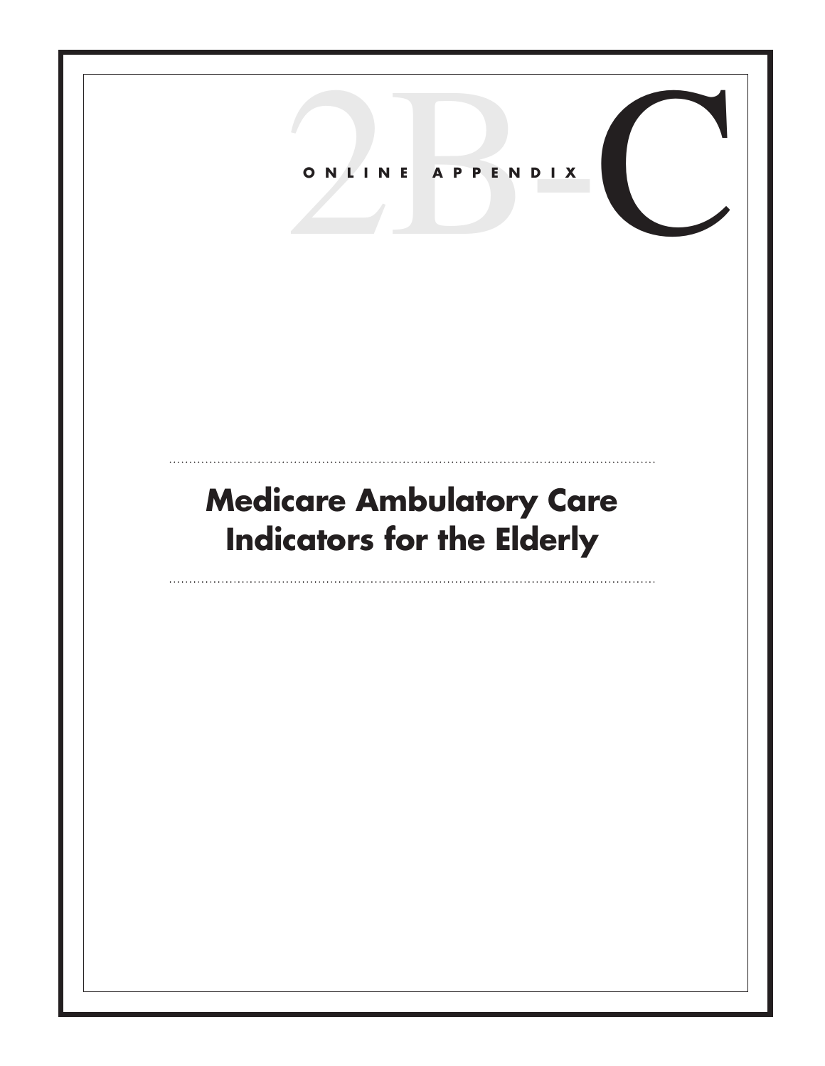# ONLINE APPENDIX 2B-C

# Medicare Ambulatory Care Indicators for the Elderly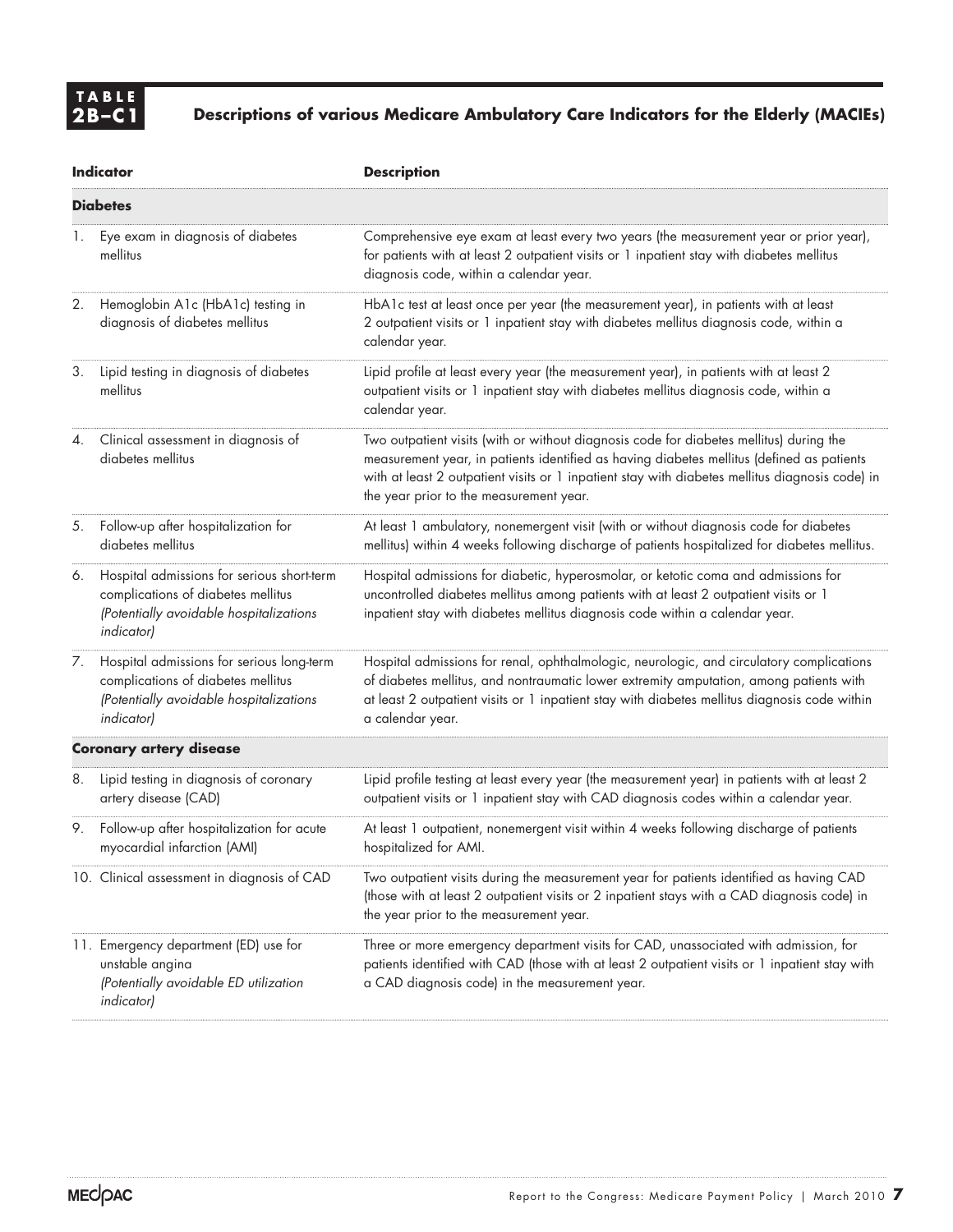**TABLE 2B–C1** Descriptions of various Medicare Ambulatory Care Indicators for the Elderly (MACIEs)

| Indicator | Description |
|---|---|
| **Diabetes** | |
| 1. Eye exam in diagnosis of diabetes mellitus | Comprehensive eye exam at least every two years (the measurement year or prior year), for patients with at least 2 outpatient visits or 1 inpatient stay with diabetes mellitus diagnosis code, within a calendar year. |
| 2. Hemoglobin A1c (HbA1c) testing in diagnosis of diabetes mellitus | HbA1c test at least once per year (the measurement year), in patients with at least 2 outpatient visits or 1 inpatient stay with diabetes mellitus diagnosis code, within a calendar year. |
| 3. Lipid testing in diagnosis of diabetes mellitus | Lipid profile at least every year (the measurement year), in patients with at least 2 outpatient visits or 1 inpatient stay with diabetes mellitus diagnosis code, within a calendar year. |
| 4. Clinical assessment in diagnosis of diabetes mellitus | Two outpatient visits (with or without diagnosis code for diabetes mellitus) during the measurement year, in patients identified as having diabetes mellitus (defined as patients with at least 2 outpatient visits or 1 inpatient stay with diabetes mellitus diagnosis code) in the year prior to the measurement year. |
| 5. Follow-up after hospitalization for diabetes mellitus | At least 1 ambulatory, nonemergent visit (with or without diagnosis code for diabetes mellitus) within 4 weeks following discharge of patients hospitalized for diabetes mellitus. |
| 6. Hospital admissions for serious short-term complications of diabetes mellitus *(Potentially avoidable hospitalizations indicator)* | Hospital admissions for diabetic, hyperosmolar, or ketotic coma and admissions for uncontrolled diabetes mellitus among patients with at least 2 outpatient visits or 1 inpatient stay with diabetes mellitus diagnosis code within a calendar year. |
| 7. Hospital admissions for serious long-term complications of diabetes mellitus *(Potentially avoidable hospitalizations indicator)* | Hospital admissions for renal, ophthalmologic, neurologic, and circulatory complications of diabetes mellitus, and nontraumatic lower extremity amputation, among patients with at least 2 outpatient visits or 1 inpatient stay with diabetes mellitus diagnosis code within a calendar year. |
| **Coronary artery disease** | |
| 8. Lipid testing in diagnosis of coronary artery disease (CAD) | Lipid profile testing at least every year (the measurement year) in patients with at least 2 outpatient visits or 1 inpatient stay with CAD diagnosis codes within a calendar year. |
| 9. Follow-up after hospitalization for acute myocardial infarction (AMI) | At least 1 outpatient, nonemergent visit within 4 weeks following discharge of patients hospitalized for AMI. |
| 10. Clinical assessment in diagnosis of CAD | Two outpatient visits during the measurement year for patients identified as having CAD (those with at least 2 outpatient visits or 2 inpatient stays with a CAD diagnosis code) in the year prior to the measurement year. |
| 11. Emergency department (ED) use for unstable angina *(Potentially avoidable ED utilization indicator)* | Three or more emergency department visits for CAD, unassociated with admission, for patients identified with CAD (those with at least 2 outpatient visits or 1 inpatient stay with a CAD diagnosis code) in the measurement year. |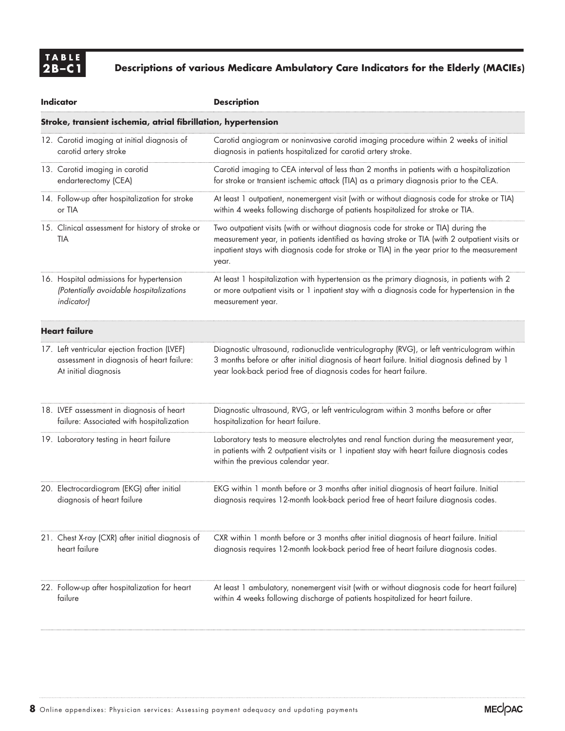**TABLE 2B–C1** Descriptions of various Medicare Ambulatory Care Indicators for the Elderly (MACIEs)

| Indicator | Description |
|---|---|
| **Stroke, transient ischemia, atrial fibrillation, hypertension** | |
| 12. Carotid imaging at initial diagnosis of carotid artery stroke | Carotid angiogram or noninvasive carotid imaging procedure within 2 weeks of initial diagnosis in patients hospitalized for carotid artery stroke. |
| 13. Carotid imaging in carotid endarterectomy (CEA) | Carotid imaging to CEA interval of less than 2 months in patients with a hospitalization for stroke or transient ischemic attack (TIA) as a primary diagnosis prior to the CEA. |
| 14. Follow-up after hospitalization for stroke or TIA | At least 1 outpatient, nonemergent visit (with or without diagnosis code for stroke or TIA) within 4 weeks following discharge of patients hospitalized for stroke or TIA. |
| 15. Clinical assessment for history of stroke or TIA | Two outpatient visits (with or without diagnosis code for stroke or TIA) during the measurement year, in patients identified as having stroke or TIA (with 2 outpatient visits or inpatient stays with diagnosis code for stroke or TIA) in the year prior to the measurement year. |
| 16. Hospital admissions for hypertension *(Potentially avoidable hospitalizations indicator)* | At least 1 hospitalization with hypertension as the primary diagnosis, in patients with 2 or more outpatient visits or 1 inpatient stay with a diagnosis code for hypertension in the measurement year. |
| **Heart failure** | |
| 17. Left ventricular ejection fraction (LVEF) assessment in diagnosis of heart failure: At initial diagnosis | Diagnostic ultrasound, radionuclide ventriculography (RVG), or left ventriculogram within 3 months before or after initial diagnosis of heart failure. Initial diagnosis defined by 1 year look-back period free of diagnosis codes for heart failure. |
| 18. LVEF assessment in diagnosis of heart failure: Associated with hospitalization | Diagnostic ultrasound, RVG, or left ventriculogram within 3 months before or after hospitalization for heart failure. |
| 19. Laboratory testing in heart failure | Laboratory tests to measure electrolytes and renal function during the measurement year, in patients with 2 outpatient visits or 1 inpatient stay with heart failure diagnosis codes within the previous calendar year. |
| 20. Electrocardiogram (EKG) after initial diagnosis of heart failure | EKG within 1 month before or 3 months after initial diagnosis of heart failure. Initial diagnosis requires 12-month look-back period free of heart failure diagnosis codes. |
| 21. Chest X-ray (CXR) after initial diagnosis of heart failure | CXR within 1 month before or 3 months after initial diagnosis of heart failure. Initial diagnosis requires 12-month look-back period free of heart failure diagnosis codes. |
| 22. Follow-up after hospitalization for heart failure | At least 1 ambulatory, nonemergent visit (with or without diagnosis code for heart failure) within 4 weeks following discharge of patients hospitalized for heart failure. |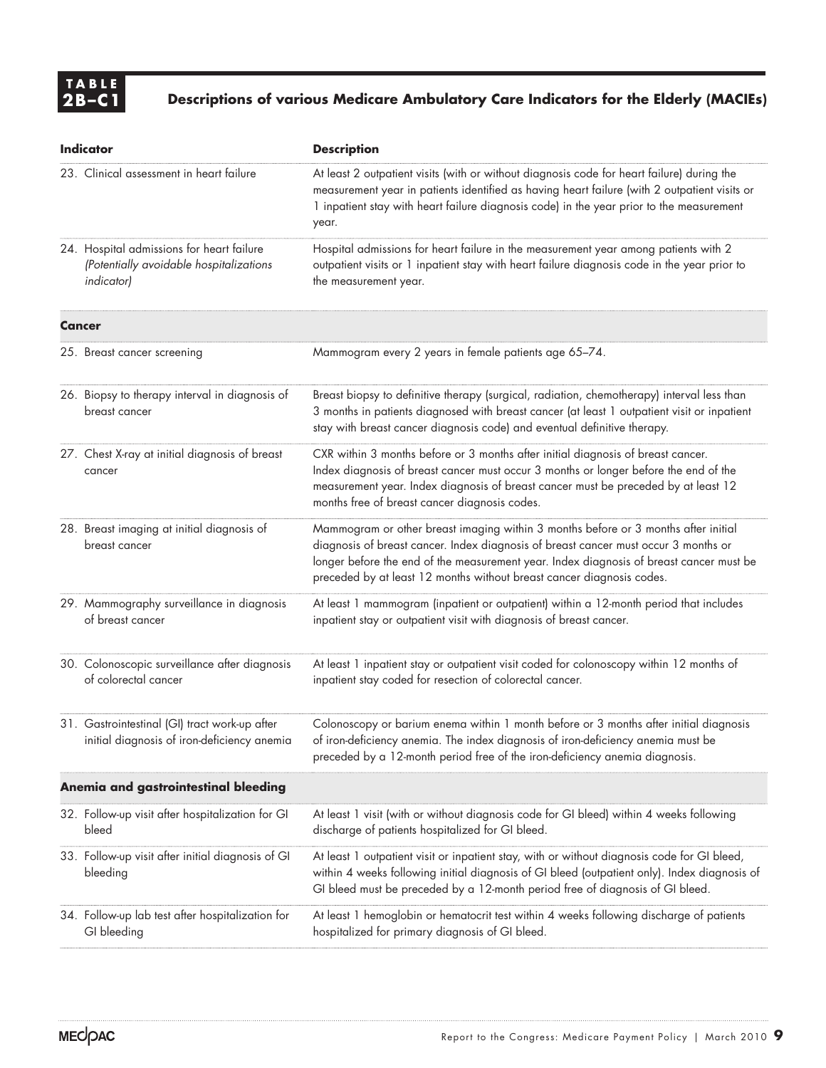**TABLE 2B–C1** Descriptions of various Medicare Ambulatory Care Indicators for the Elderly (MACIEs)

| Indicator | Description |
|---|---|
| 23. Clinical assessment in heart failure | At least 2 outpatient visits (with or without diagnosis code for heart failure) during the measurement year in patients identified as having heart failure (with 2 outpatient visits or 1 inpatient stay with heart failure diagnosis code) in the year prior to the measurement year. |
| 24. Hospital admissions for heart failure *(Potentially avoidable hospitalizations indicator)* | Hospital admissions for heart failure in the measurement year among patients with 2 outpatient visits or 1 inpatient stay with heart failure diagnosis code in the year prior to the measurement year. |
| **Cancer** | |
| 25. Breast cancer screening | Mammogram every 2 years in female patients age 65–74. |
| 26. Biopsy to therapy interval in diagnosis of breast cancer | Breast biopsy to definitive therapy (surgical, radiation, chemotherapy) interval less than 3 months in patients diagnosed with breast cancer (at least 1 outpatient visit or inpatient stay with breast cancer diagnosis code) and eventual definitive therapy. |
| 27. Chest X-ray at initial diagnosis of breast cancer | CXR within 3 months before or 3 months after initial diagnosis of breast cancer. Index diagnosis of breast cancer must occur 3 months or longer before the end of the measurement year. Index diagnosis of breast cancer must be preceded by at least 12 months free of breast cancer diagnosis codes. |
| 28. Breast imaging at initial diagnosis of breast cancer | Mammogram or other breast imaging within 3 months before or 3 months after initial diagnosis of breast cancer. Index diagnosis of breast cancer must occur 3 months or longer before the end of the measurement year. Index diagnosis of breast cancer must be preceded by at least 12 months without breast cancer diagnosis codes. |
| 29. Mammography surveillance in diagnosis of breast cancer | At least 1 mammogram (inpatient or outpatient) within a 12-month period that includes inpatient stay or outpatient visit with diagnosis of breast cancer. |
| 30. Colonoscopic surveillance after diagnosis of colorectal cancer | At least 1 inpatient stay or outpatient visit coded for colonoscopy within 12 months of inpatient stay coded for resection of colorectal cancer. |
| 31. Gastrointestinal (GI) tract work-up after initial diagnosis of iron-deficiency anemia | Colonoscopy or barium enema within 1 month before or 3 months after initial diagnosis of iron-deficiency anemia. The index diagnosis of iron-deficiency anemia must be preceded by a 12-month period free of the iron-deficiency anemia diagnosis. |
| **Anemia and gastrointestinal bleeding** | |
| 32. Follow-up visit after hospitalization for GI bleed | At least 1 visit (with or without diagnosis code for GI bleed) within 4 weeks following discharge of patients hospitalized for GI bleed. |
| 33. Follow-up visit after initial diagnosis of GI bleeding | At least 1 outpatient visit or inpatient stay, with or without diagnosis code for GI bleed, within 4 weeks following initial diagnosis of GI bleed (outpatient only). Index diagnosis of GI bleed must be preceded by a 12-month period free of diagnosis of GI bleed. |
| 34. Follow-up lab test after hospitalization for GI bleeding | At least 1 hemoglobin or hematocrit test within 4 weeks following discharge of patients hospitalized for primary diagnosis of GI bleed. |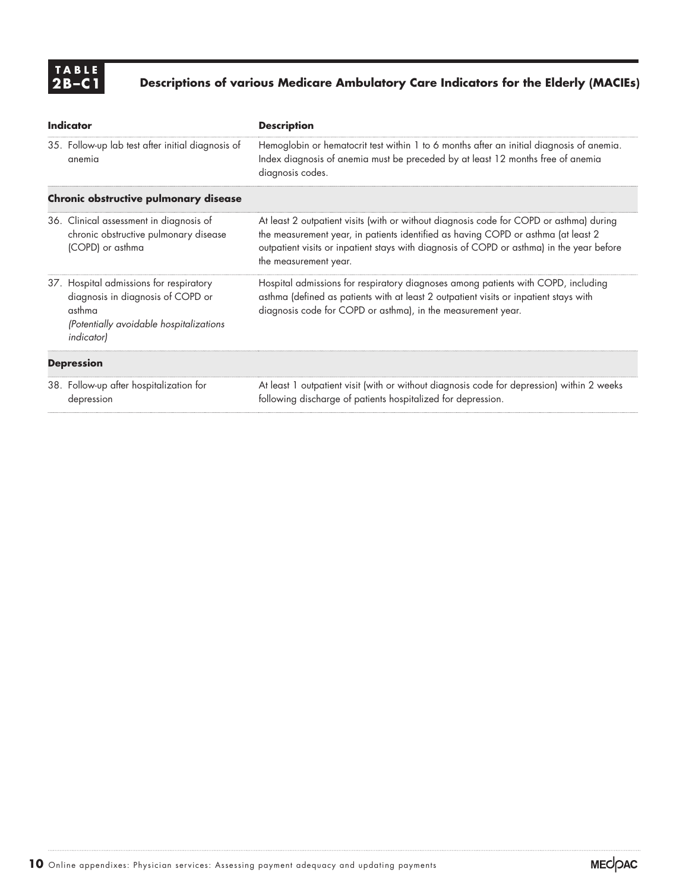**TABLE 2B–C1 Descriptions of various Medicare Ambulatory Care Indicators for the Elderly (MACIEs)**

| Indicator | Description |
|---|---|
| 35. Follow-up lab test after initial diagnosis of anemia | Hemoglobin or hematocrit test within 1 to 6 months after an initial diagnosis of anemia. Index diagnosis of anemia must be preceded by at least 12 months free of anemia diagnosis codes. |
| **Chronic obstructive pulmonary disease** | |
| 36. Clinical assessment in diagnosis of chronic obstructive pulmonary disease (COPD) or asthma | At least 2 outpatient visits (with or without diagnosis code for COPD or asthma) during the measurement year, in patients identified as having COPD or asthma (at least 2 outpatient visits or inpatient stays with diagnosis of COPD or asthma) in the year before the measurement year. |
| 37. Hospital admissions for respiratory diagnosis in diagnosis of COPD or asthma *(Potentially avoidable hospitalizations indicator)* | Hospital admissions for respiratory diagnoses among patients with COPD, including asthma (defined as patients with at least 2 outpatient visits or inpatient stays with diagnosis code for COPD or asthma), in the measurement year. |
| **Depression** | |
| 38. Follow-up after hospitalization for depression | At least 1 outpatient visit (with or without diagnosis code for depression) within 2 weeks following discharge of patients hospitalized for depression. |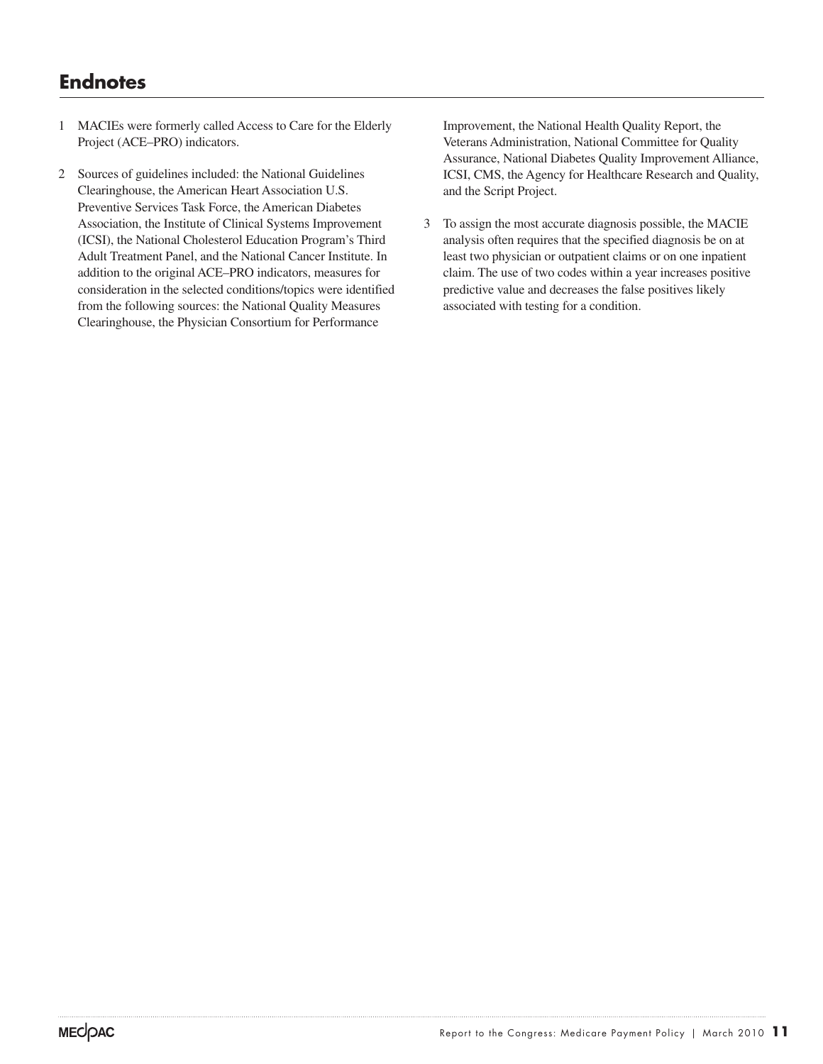## Endnotes

1 MACIEs were formerly called Access to Care for the Elderly Project (ACE–PRO) indicators.

2 Sources of guidelines included: the National Guidelines Clearinghouse, the American Heart Association U.S. Preventive Services Task Force, the American Diabetes Association, the Institute of Clinical Systems Improvement (ICSI), the National Cholesterol Education Program's Third Adult Treatment Panel, and the National Cancer Institute. In addition to the original ACE–PRO indicators, measures for consideration in the selected conditions/topics were identified from the following sources: the National Quality Measures Clearinghouse, the Physician Consortium for Performance Improvement, the National Health Quality Report, the Veterans Administration, National Committee for Quality Assurance, National Diabetes Quality Improvement Alliance, ICSI, CMS, the Agency for Healthcare Research and Quality, and the Script Project.

3 To assign the most accurate diagnosis possible, the MACIE analysis often requires that the specified diagnosis be on at least two physician or outpatient claims or on one inpatient claim. The use of two codes within a year increases positive predictive value and decreases the false positives likely associated with testing for a condition.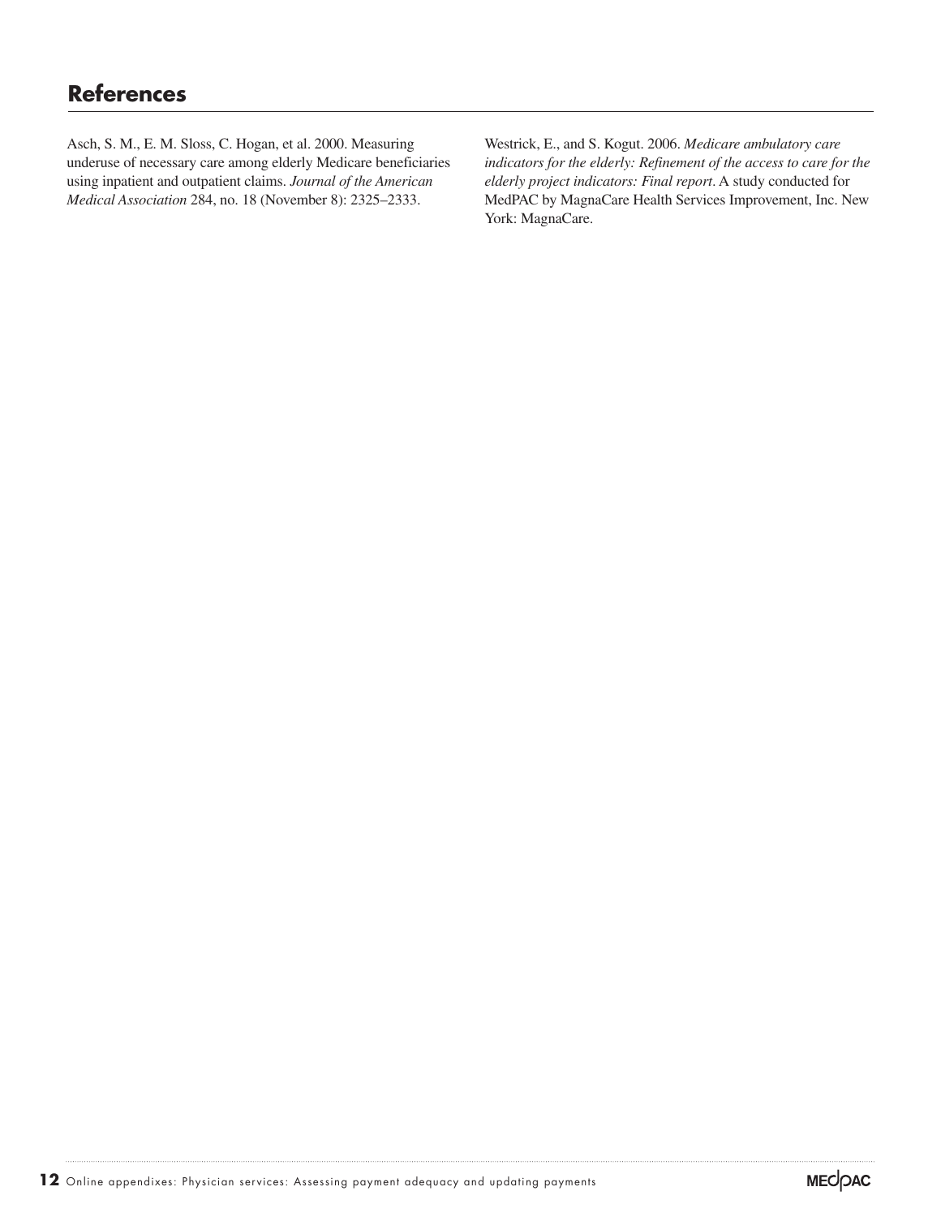## References

Asch, S. M., E. M. Sloss, C. Hogan, et al. 2000. Measuring underuse of necessary care among elderly Medicare beneficiaries using inpatient and outpatient claims. *Journal of the American Medical Association* 284, no. 18 (November 8): 2325–2333.

Westrick, E., and S. Kogut. 2006. *Medicare ambulatory care indicators for the elderly: Refinement of the access to care for the elderly project indicators: Final report*. A study conducted for MedPAC by MagnaCare Health Services Improvement, Inc. New York: MagnaCare.